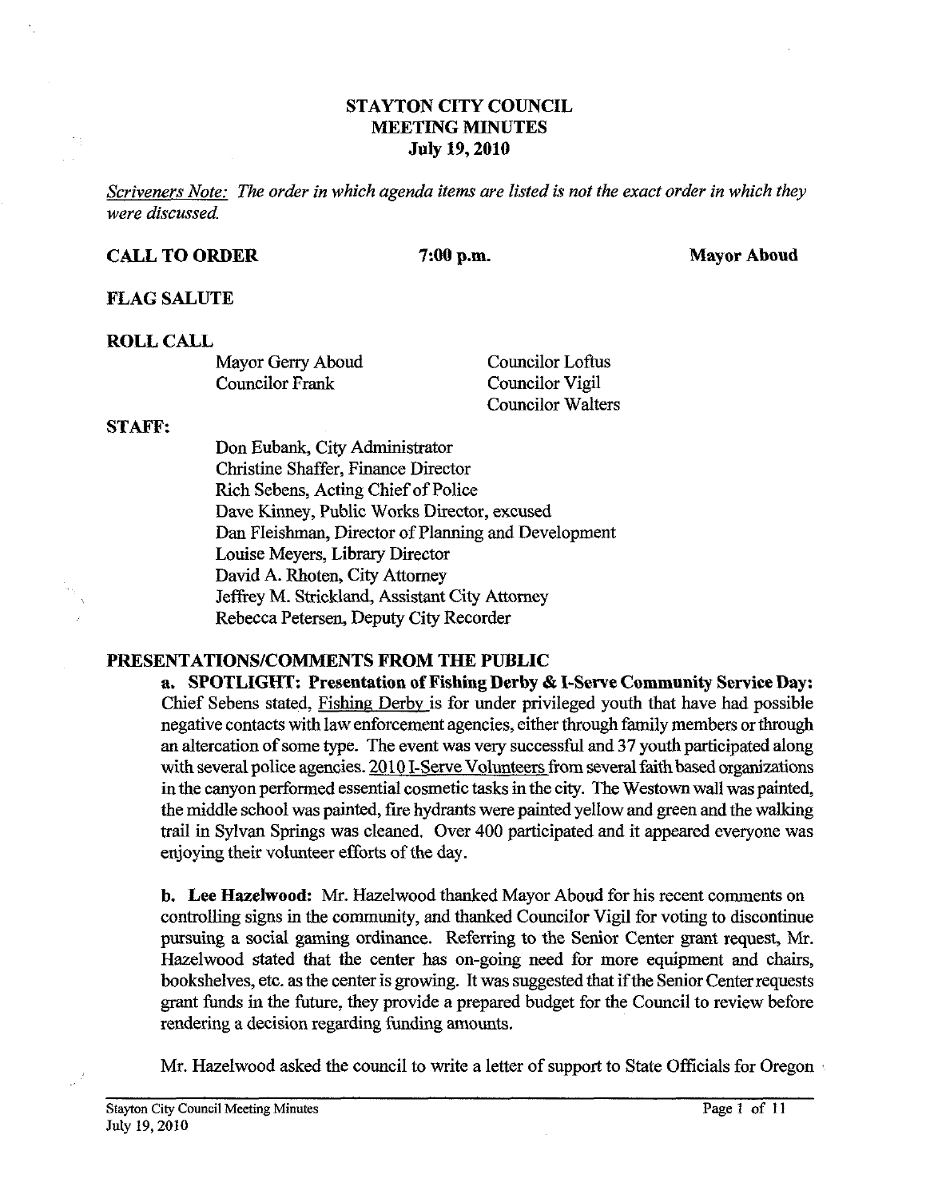# STAYTON CITY COUNCIL
# MEETING MINUTES
# July 19, 2010

*Scriveners Note: The order in which agenda items are listed is not the exact order in which they were discussed.*

**CALL TO ORDER** **7:00 p.m.** **Mayor Aboud**

**FLAG SALUTE**

**ROLL CALL**

Mayor Gerry Aboud
Councilor Frank
Councilor Loftus
Councilor Vigil
Councilor Walters

**STAFF:**

Don Eubank, City Administrator
Christine Shaffer, Finance Director
Rich Sebens, Acting Chief of Police
Dave Kinney, Public Works Director, excused
Dan Fleishman, Director of Planning and Development
Louise Meyers, Library Director
David A. Rhoten, City Attorney
Jeffrey M. Strickland, Assistant City Attorney
Rebecca Petersen, Deputy City Recorder

**PRESENTATIONS/COMMENTS FROM THE PUBLIC**

**a. SPOTLIGHT: Presentation of Fishing Derby & I-Serve Community Service Day:** Chief Sebens stated, Fishing Derby is for under privileged youth that have had possible negative contacts with law enforcement agencies, either through family members or through an altercation of some type. The event was very successful and 37 youth participated along with several police agencies. 2010 I-Serve Volunteers from several faith based organizations in the canyon performed essential cosmetic tasks in the city. The Westown wall was painted, the middle school was painted, fire hydrants were painted yellow and green and the walking trail in Sylvan Springs was cleaned. Over 400 participated and it appeared everyone was enjoying their volunteer efforts of the day.

**b. Lee Hazelwood:** Mr. Hazelwood thanked Mayor Aboud for his recent comments on controlling signs in the community, and thanked Councilor Vigil for voting to discontinue pursuing a social gaming ordinance. Referring to the Senior Center grant request, Mr. Hazelwood stated that the center has on-going need for more equipment and chairs, bookshelves, etc. as the center is growing. It was suggested that if the Senior Center requests grant funds in the future, they provide a prepared budget for the Council to review before rendering a decision regarding funding amounts.

Mr. Hazelwood asked the council to write a letter of support to State Officials for Oregon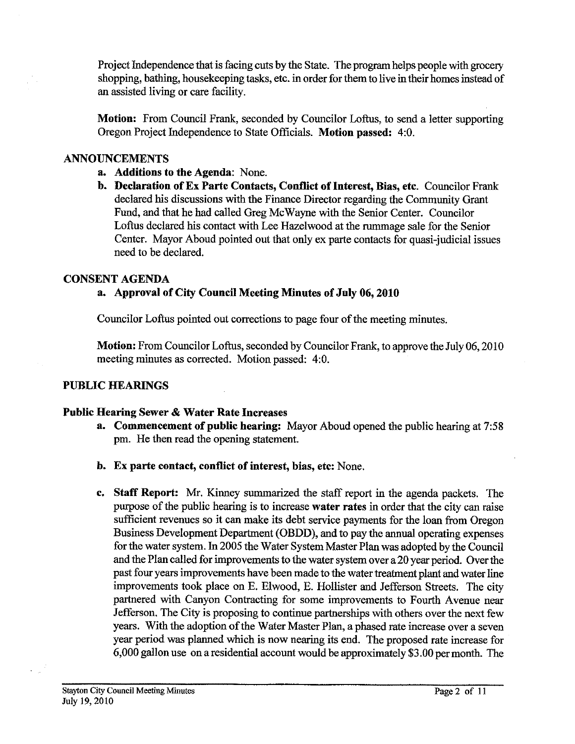Project Independence that is facing cuts by the State. The program helps people with grocery shopping, bathing, housekeeping tasks, etc. in order for them to live in their homes instead of an assisted living or care facility.

**Motion:** From Council Frank, seconded by Councilor Loftus, to send a letter supporting Oregon Project Independence to State Officials. **Motion passed:** 4:0.

## ANNOUNCEMENTS

a. **Additions to the Agenda**: None.

b. **Declaration of Ex Parte Contacts, Conflict of Interest, Bias, etc.** Councilor Frank declared his discussions with the Finance Director regarding the Community Grant Fund, and that he had called Greg McWayne with the Senior Center. Councilor Loftus declared his contact with Lee Hazelwood at the rummage sale for the Senior Center. Mayor Aboud pointed out that only ex parte contacts for quasi-judicial issues need to be declared.

## CONSENT AGENDA

a. **Approval of City Council Meeting Minutes of July 06, 2010**

Councilor Loftus pointed out corrections to page four of the meeting minutes.

**Motion:** From Councilor Loftus, seconded by Councilor Frank, to approve the July 06, 2010 meeting minutes as corrected. Motion passed: 4:0.

## PUBLIC HEARINGS

### Public Hearing Sewer & Water Rate Increases

a. **Commencement of public hearing:** Mayor Aboud opened the public hearing at 7:58 pm. He then read the opening statement.

b. **Ex parte contact, conflict of interest, bias, etc:** None.

c. **Staff Report:** Mr. Kinney summarized the staff report in the agenda packets. The purpose of the public hearing is to increase **water rates** in order that the city can raise sufficient revenues so it can make its debt service payments for the loan from Oregon Business Development Department (OBDD), and to pay the annual operating expenses for the water system. In 2005 the Water System Master Plan was adopted by the Council and the Plan called for improvements to the water system over a 20 year period. Over the past four years improvements have been made to the water treatment plant and water line improvements took place on E. Elwood, E. Hollister and Jefferson Streets. The city partnered with Canyon Contracting for some improvements to Fourth Avenue near Jefferson. The City is proposing to continue partnerships with others over the next few years. With the adoption of the Water Master Plan, a phased rate increase over a seven year period was planned which is now nearing its end. The proposed rate increase for 6,000 gallon use on a residential account would be approximately $3.00 per month. The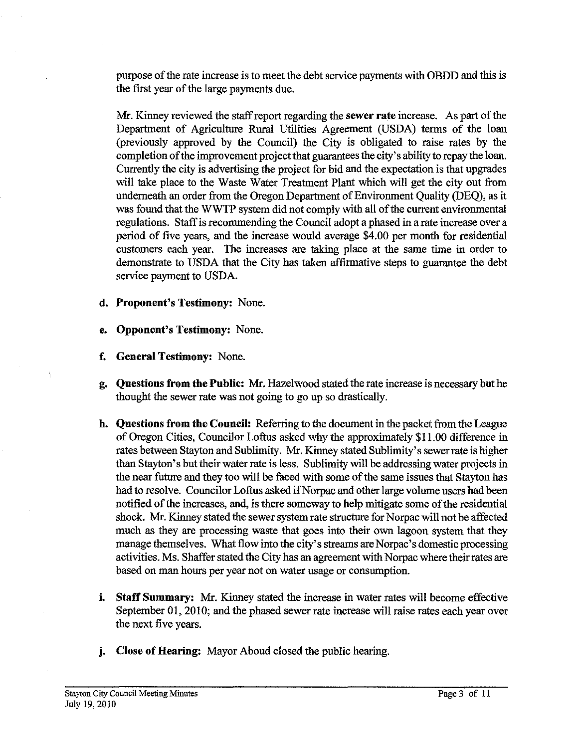purpose of the rate increase is to meet the debt service payments with OBDD and this is the first year of the large payments due.

Mr. Kinney reviewed the staff report regarding the **sewer rate** increase. As part of the Department of Agriculture Rural Utilities Agreement (USDA) terms of the loan (previously approved by the Council) the City is obligated to raise rates by the completion of the improvement project that guarantees the city's ability to repay the loan. Currently the city is advertising the project for bid and the expectation is that upgrades will take place to the Waste Water Treatment Plant which will get the city out from underneath an order from the Oregon Department of Environment Quality (DEQ), as it was found that the WWTP system did not comply with all of the current environmental regulations. Staff is recommending the Council adopt a phased in a rate increase over a period of five years, and the increase would average $4.00 per month for residential customers each year. The increases are taking place at the same time in order to demonstrate to USDA that the City has taken affirmative steps to guarantee the debt service payment to USDA.

d. **Proponent's Testimony:** None.

e. **Opponent's Testimony:** None.

f. **General Testimony:** None.

g. **Questions from the Public:** Mr. Hazelwood stated the rate increase is necessary but he thought the sewer rate was not going to go up so drastically.

h. **Questions from the Council:** Referring to the document in the packet from the League of Oregon Cities, Councilor Loftus asked why the approximately $11.00 difference in rates between Stayton and Sublimity. Mr. Kinney stated Sublimity's sewer rate is higher than Stayton's but their water rate is less. Sublimity will be addressing water projects in the near future and they too will be faced with some of the same issues that Stayton has had to resolve. Councilor Loftus asked if Norpac and other large volume users had been notified of the increases, and, is there someway to help mitigate some of the residential shock. Mr. Kinney stated the sewer system rate structure for Norpac will not be affected much as they are processing waste that goes into their own lagoon system that they manage themselves. What flow into the city's streams are Norpac's domestic processing activities. Ms. Shaffer stated the City has an agreement with Norpac where their rates are based on man hours per year not on water usage or consumption.

i. **Staff Summary:** Mr. Kinney stated the increase in water rates will become effective September 01, 2010; and the phased sewer rate increase will raise rates each year over the next five years.

j. **Close of Hearing:** Mayor Aboud closed the public hearing.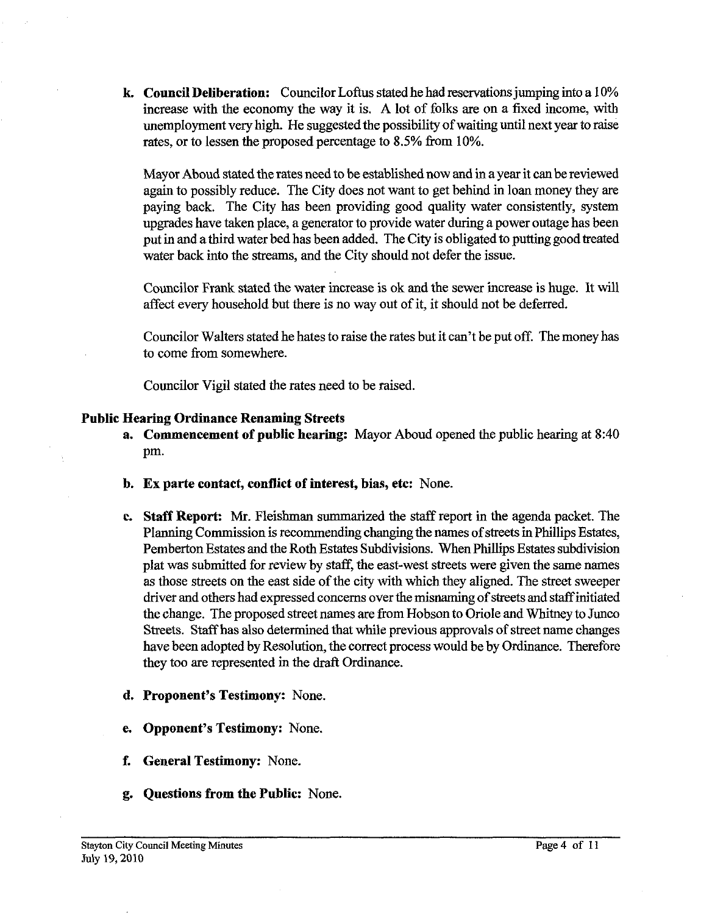k. **Council Deliberation:** Councilor Loftus stated he had reservations jumping into a 10% increase with the economy the way it is. A lot of folks are on a fixed income, with unemployment very high. He suggested the possibility of waiting until next year to raise rates, or to lessen the proposed percentage to 8.5% from 10%.

   Mayor Aboud stated the rates need to be established now and in a year it can be reviewed again to possibly reduce. The City does not want to get behind in loan money they are paying back. The City has been providing good quality water consistently, system upgrades have taken place, a generator to provide water during a power outage has been put in and a third water bed has been added. The City is obligated to putting good treated water back into the streams, and the City should not defer the issue.

   Councilor Frank stated the water increase is ok and the sewer increase is huge. It will affect every household but there is no way out of it, it should not be deferred.

   Councilor Walters stated he hates to raise the rates but it can't be put off. The money has to come from somewhere.

   Councilor Vigil stated the rates need to be raised.

**Public Hearing Ordinance Renaming Streets**

a. **Commencement of public hearing:** Mayor Aboud opened the public hearing at 8:40 pm.

b. **Ex parte contact, conflict of interest, bias, etc:** None.

c. **Staff Report:** Mr. Fleishman summarized the staff report in the agenda packet. The Planning Commission is recommending changing the names of streets in Phillips Estates, Pemberton Estates and the Roth Estates Subdivisions. When Phillips Estates subdivision plat was submitted for review by staff, the east-west streets were given the same names as those streets on the east side of the city with which they aligned. The street sweeper driver and others had expressed concerns over the misnaming of streets and staff initiated the change. The proposed street names are from Hobson to Oriole and Whitney to Junco Streets. Staff has also determined that while previous approvals of street name changes have been adopted by Resolution, the correct process would be by Ordinance. Therefore they too are represented in the draft Ordinance.

d. **Proponent's Testimony:** None.

e. **Opponent's Testimony:** None.

f. **General Testimony:** None.

g. **Questions from the Public:** None.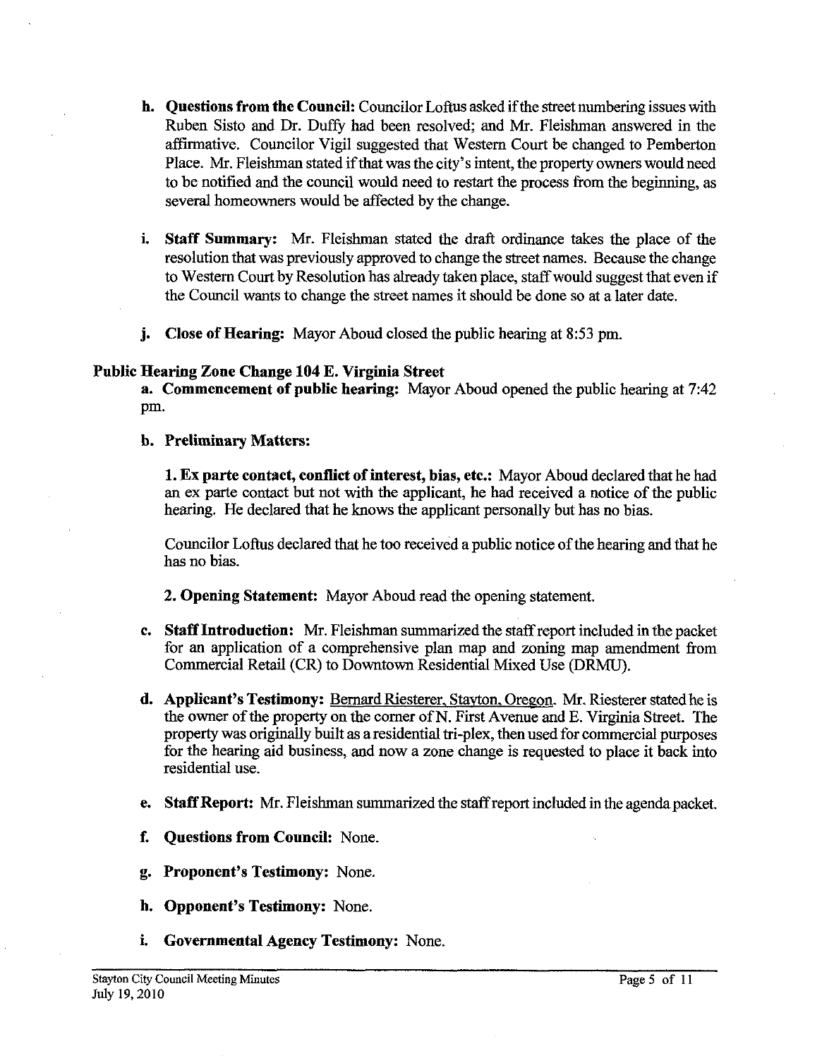**h. Questions from the Council:** Councilor Loftus asked if the street numbering issues with Ruben Sisto and Dr. Duffy had been resolved; and Mr. Fleishman answered in the affirmative. Councilor Vigil suggested that Western Court be changed to Pemberton Place. Mr. Fleishman stated if that was the city's intent, the property owners would need to be notified and the council would need to restart the process from the beginning, as several homeowners would be affected by the change.

**i. Staff Summary:** Mr. Fleishman stated the draft ordinance takes the place of the resolution that was previously approved to change the street names. Because the change to Western Court by Resolution has already taken place, staff would suggest that even if the Council wants to change the street names it should be done so at a later date.

**j. Close of Hearing:** Mayor Aboud closed the public hearing at 8:53 pm.

**Public Hearing Zone Change 104 E. Virginia Street**

**a. Commencement of public hearing:** Mayor Aboud opened the public hearing at 7:42 pm.

**b. Preliminary Matters:**

**1. Ex parte contact, conflict of interest, bias, etc.:** Mayor Aboud declared that he had an ex parte contact but not with the applicant, he had received a notice of the public hearing. He declared that he knows the applicant personally but has no bias.

Councilor Loftus declared that he too received a public notice of the hearing and that he has no bias.

**2. Opening Statement:** Mayor Aboud read the opening statement.

**c. Staff Introduction:** Mr. Fleishman summarized the staff report included in the packet for an application of a comprehensive plan map and zoning map amendment from Commercial Retail (CR) to Downtown Residential Mixed Use (DRMU).

**d. Applicant's Testimony:** Bernard Riesterer, Stayton, Oregon. Mr. Riesterer stated he is the owner of the property on the corner of N. First Avenue and E. Virginia Street. The property was originally built as a residential tri-plex, then used for commercial purposes for the hearing aid business, and now a zone change is requested to place it back into residential use.

**e. Staff Report:** Mr. Fleishman summarized the staff report included in the agenda packet.

**f. Questions from Council:** None.

**g. Proponent's Testimony:** None.

**h. Opponent's Testimony:** None.

**i. Governmental Agency Testimony:** None.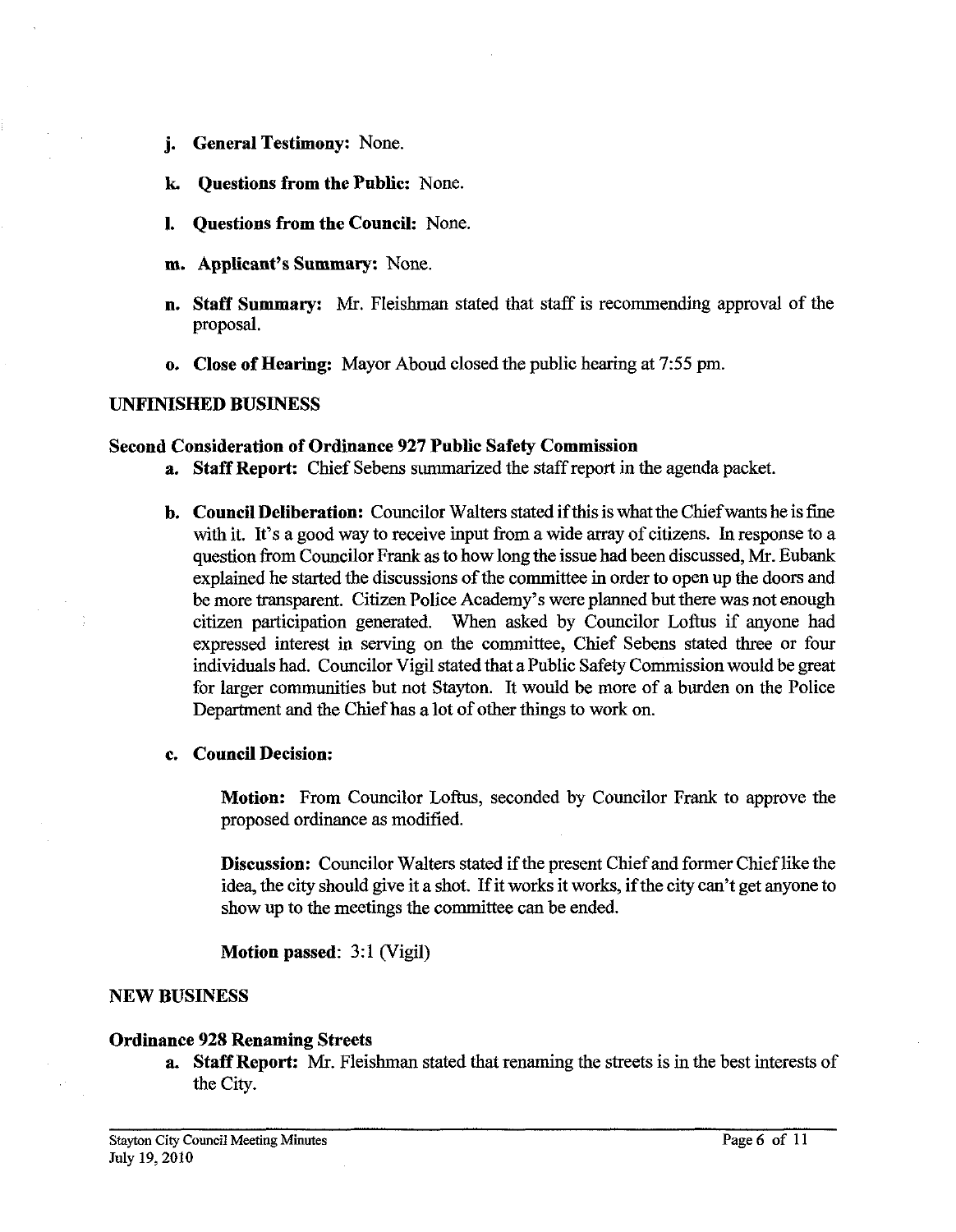- **j. General Testimony:** None.
- **k. Questions from the Public:** None.
- **l. Questions from the Council:** None.
- **m. Applicant's Summary:** None.
- **n. Staff Summary:** Mr. Fleishman stated that staff is recommending approval of the proposal.
- **o. Close of Hearing:** Mayor Aboud closed the public hearing at 7:55 pm.

## UNFINISHED BUSINESS

### Second Consideration of Ordinance 927 Public Safety Commission

- **a. Staff Report:** Chief Sebens summarized the staff report in the agenda packet.
- **b. Council Deliberation:** Councilor Walters stated if this is what the Chief wants he is fine with it. It's a good way to receive input from a wide array of citizens. In response to a question from Councilor Frank as to how long the issue had been discussed, Mr. Eubank explained he started the discussions of the committee in order to open up the doors and be more transparent. Citizen Police Academy's were planned but there was not enough citizen participation generated. When asked by Councilor Loftus if anyone had expressed interest in serving on the committee, Chief Sebens stated three or four individuals had. Councilor Vigil stated that a Public Safety Commission would be great for larger communities but not Stayton. It would be more of a burden on the Police Department and the Chief has a lot of other things to work on.
- **c. Council Decision:**

  **Motion:** From Councilor Loftus, seconded by Councilor Frank to approve the proposed ordinance as modified.

  **Discussion:** Councilor Walters stated if the present Chief and former Chief like the idea, the city should give it a shot. If it works it works, if the city can't get anyone to show up to the meetings the committee can be ended.

  **Motion passed:** 3:1 (Vigil)

## NEW BUSINESS

### Ordinance 928 Renaming Streets

- **a. Staff Report:** Mr. Fleishman stated that renaming the streets is in the best interests of the City.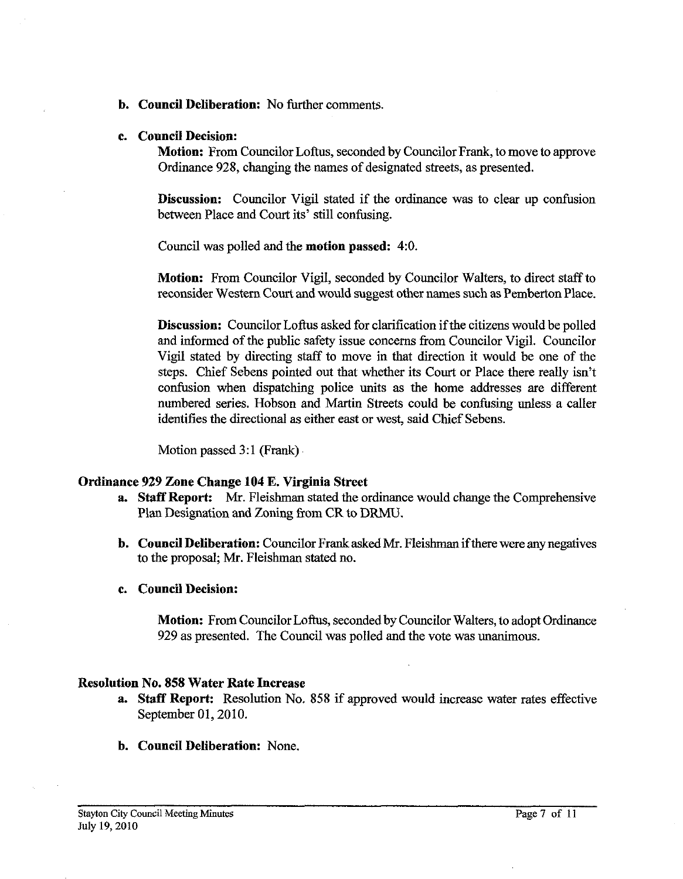**b. Council Deliberation:** No further comments.

**c. Council Decision:**

**Motion:** From Councilor Loftus, seconded by Councilor Frank, to move to approve Ordinance 928, changing the names of designated streets, as presented.

**Discussion:** Councilor Vigil stated if the ordinance was to clear up confusion between Place and Court its' still confusing.

Council was polled and the **motion passed:** 4:0.

**Motion:** From Councilor Vigil, seconded by Councilor Walters, to direct staff to reconsider Western Court and would suggest other names such as Pemberton Place.

**Discussion:** Councilor Loftus asked for clarification if the citizens would be polled and informed of the public safety issue concerns from Councilor Vigil. Councilor Vigil stated by directing staff to move in that direction it would be one of the steps. Chief Sebens pointed out that whether its Court or Place there really isn't confusion when dispatching police units as the home addresses are different numbered series. Hobson and Martin Streets could be confusing unless a caller identifies the directional as either east or west, said Chief Sebens.

Motion passed 3:1 (Frank)

### Ordinance 929 Zone Change 104 E. Virginia Street

**a. Staff Report:** Mr. Fleishman stated the ordinance would change the Comprehensive Plan Designation and Zoning from CR to DRMU.

**b. Council Deliberation:** Councilor Frank asked Mr. Fleishman if there were any negatives to the proposal; Mr. Fleishman stated no.

**c. Council Decision:**

**Motion:** From Councilor Loftus, seconded by Councilor Walters, to adopt Ordinance 929 as presented. The Council was polled and the vote was unanimous.

### Resolution No. 858 Water Rate Increase

**a. Staff Report:** Resolution No. 858 if approved would increase water rates effective September 01, 2010.

**b. Council Deliberation:** None.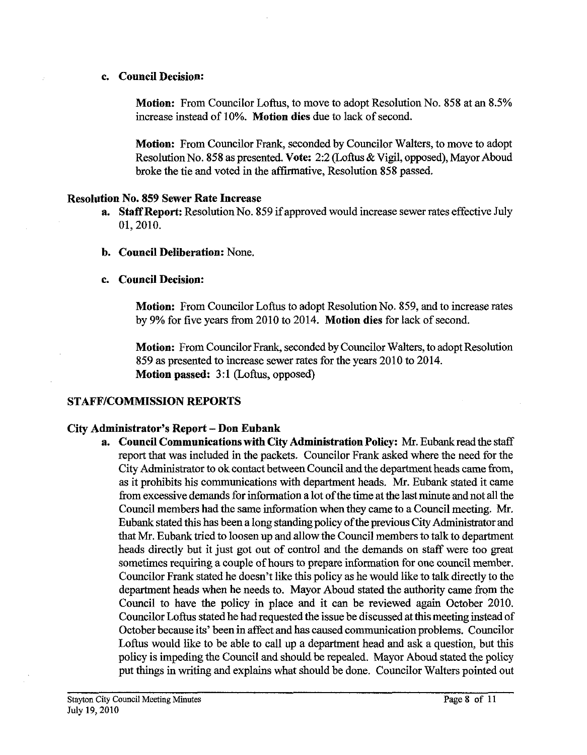**c. Council Decision:**

**Motion:** From Councilor Loftus, to move to adopt Resolution No. 858 at an 8.5% increase instead of 10%. **Motion dies** due to lack of second.

**Motion:** From Councilor Frank, seconded by Councilor Walters, to move to adopt Resolution No. 858 as presented. **Vote:** 2:2 (Loftus & Vigil, opposed), Mayor Aboud broke the tie and voted in the affirmative, Resolution 858 passed.

### Resolution No. 859 Sewer Rate Increase

**a. Staff Report:** Resolution No. 859 if approved would increase sewer rates effective July 01, 2010.

**b. Council Deliberation:** None.

**c. Council Decision:**

**Motion:** From Councilor Loftus to adopt Resolution No. 859, and to increase rates by 9% for five years from 2010 to 2014. **Motion dies** for lack of second.

**Motion:** From Councilor Frank, seconded by Councilor Walters, to adopt Resolution 859 as presented to increase sewer rates for the years 2010 to 2014.
**Motion passed:** 3:1 (Loftus, opposed)

## STAFF/COMMISSION REPORTS

### City Administrator's Report – Don Eubank

**a. Council Communications with City Administration Policy:** Mr. Eubank read the staff report that was included in the packets. Councilor Frank asked where the need for the City Administrator to ok contact between Council and the department heads came from, as it prohibits his communications with department heads. Mr. Eubank stated it came from excessive demands for information a lot of the time at the last minute and not all the Council members had the same information when they came to a Council meeting. Mr. Eubank stated this has been a long standing policy of the previous City Administrator and that Mr. Eubank tried to loosen up and allow the Council members to talk to department heads directly but it just got out of control and the demands on staff were too great sometimes requiring a couple of hours to prepare information for one council member. Councilor Frank stated he doesn't like this policy as he would like to talk directly to the department heads when he needs to. Mayor Aboud stated the authority came from the Council to have the policy in place and it can be reviewed again October 2010. Councilor Loftus stated he had requested the issue be discussed at this meeting instead of October because its' been in affect and has caused communication problems. Councilor Loftus would like to be able to call up a department head and ask a question, but this policy is impeding the Council and should be repealed. Mayor Aboud stated the policy put things in writing and explains what should be done. Councilor Walters pointed out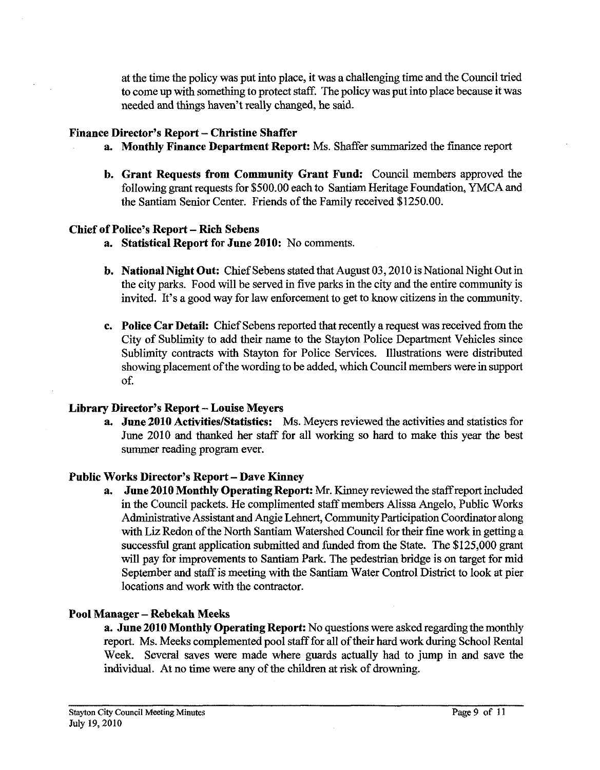at the time the policy was put into place, it was a challenging time and the Council tried to come up with something to protect staff. The policy was put into place because it was needed and things haven't really changed, he said.

**Finance Director's Report – Christine Shaffer**

a. **Monthly Finance Department Report:** Ms. Shaffer summarized the finance report

b. **Grant Requests from Community Grant Fund:** Council members approved the following grant requests for $500.00 each to Santiam Heritage Foundation, YMCA and the Santiam Senior Center. Friends of the Family received $1250.00.

**Chief of Police's Report – Rich Sebens**

a. **Statistical Report for June 2010:** No comments.

b. **National Night Out:** Chief Sebens stated that August 03, 2010 is National Night Out in the city parks. Food will be served in five parks in the city and the entire community is invited. It's a good way for law enforcement to get to know citizens in the community.

c. **Police Car Detail:** Chief Sebens reported that recently a request was received from the City of Sublimity to add their name to the Stayton Police Department Vehicles since Sublimity contracts with Stayton for Police Services. Illustrations were distributed showing placement of the wording to be added, which Council members were in support of.

**Library Director's Report – Louise Meyers**

a. **June 2010 Activities/Statistics:** Ms. Meyers reviewed the activities and statistics for June 2010 and thanked her staff for all working so hard to make this year the best summer reading program ever.

**Public Works Director's Report – Dave Kinney**

a. **June 2010 Monthly Operating Report:** Mr. Kinney reviewed the staff report included in the Council packets. He complimented staff members Alissa Angelo, Public Works Administrative Assistant and Angie Lehnert, Community Participation Coordinator along with Liz Redon of the North Santiam Watershed Council for their fine work in getting a successful grant application submitted and funded from the State. The $125,000 grant will pay for improvements to Santiam Park. The pedestrian bridge is on target for mid September and staff is meeting with the Santiam Water Control District to look at pier locations and work with the contractor.

**Pool Manager – Rebekah Meeks**

a. **June 2010 Monthly Operating Report:** No questions were asked regarding the monthly report. Ms. Meeks complemented pool staff for all of their hard work during School Rental Week. Several saves were made where guards actually had to jump in and save the individual. At no time were any of the children at risk of drowning.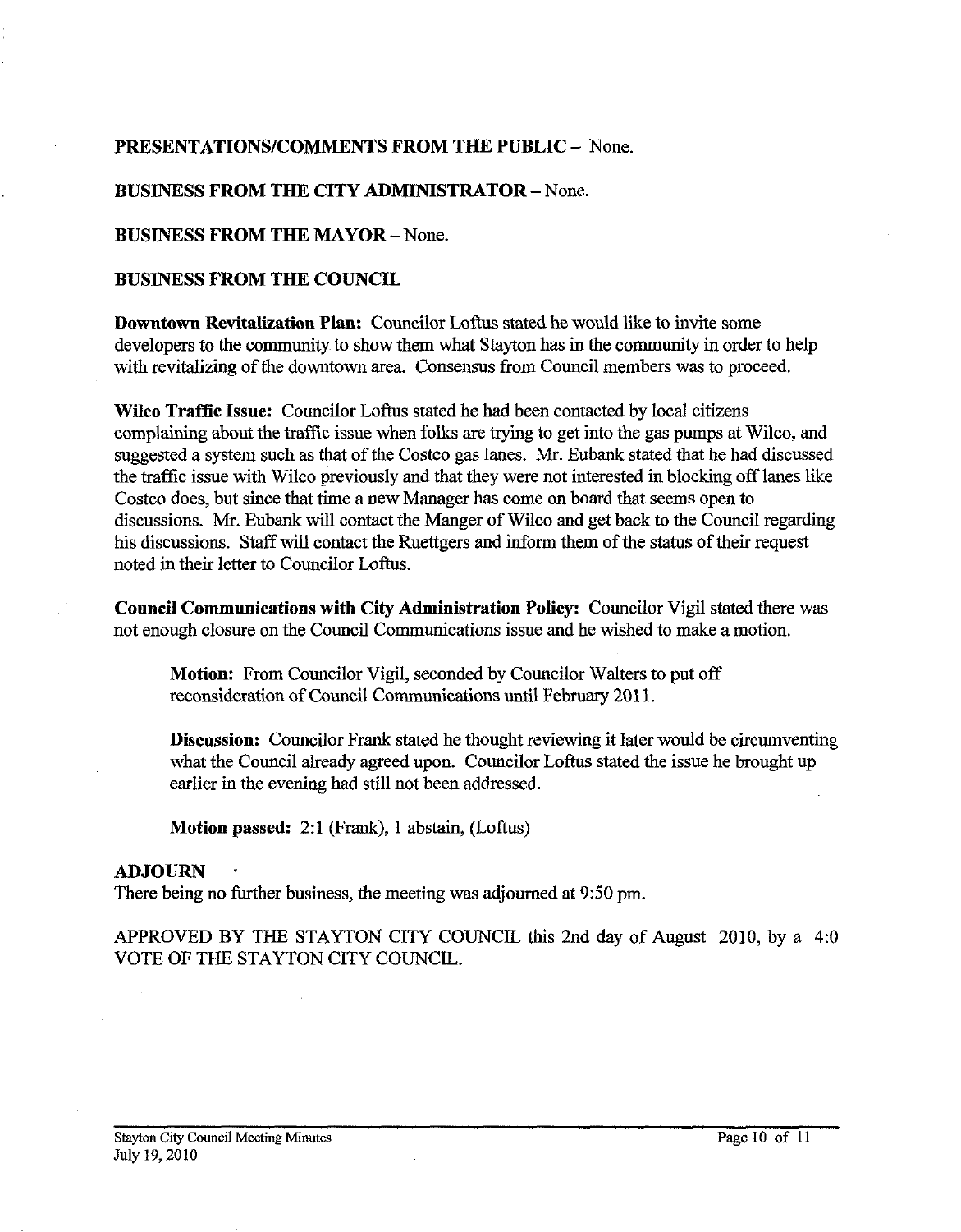**PRESENTATIONS/COMMENTS FROM THE PUBLIC** – None.

**BUSINESS FROM THE CITY ADMINISTRATOR** – None.

**BUSINESS FROM THE MAYOR** – None.

**BUSINESS FROM THE COUNCIL**

**Downtown Revitalization Plan:** Councilor Loftus stated he would like to invite some developers to the community to show them what Stayton has in the community in order to help with revitalizing of the downtown area. Consensus from Council members was to proceed.

**Wilco Traffic Issue:** Councilor Loftus stated he had been contacted by local citizens complaining about the traffic issue when folks are trying to get into the gas pumps at Wilco, and suggested a system such as that of the Costco gas lanes. Mr. Eubank stated that he had discussed the traffic issue with Wilco previously and that they were not interested in blocking off lanes like Costco does, but since that time a new Manager has come on board that seems open to discussions. Mr. Eubank will contact the Manger of Wilco and get back to the Council regarding his discussions. Staff will contact the Ruettgers and inform them of the status of their request noted in their letter to Councilor Loftus.

**Council Communications with City Administration Policy:** Councilor Vigil stated there was not enough closure on the Council Communications issue and he wished to make a motion.

> **Motion:** From Councilor Vigil, seconded by Councilor Walters to put off reconsideration of Council Communications until February 2011.
>
> **Discussion:** Councilor Frank stated he thought reviewing it later would be circumventing what the Council already agreed upon. Councilor Loftus stated the issue he brought up earlier in the evening had still not been addressed.
>
> **Motion passed:** 2:1 (Frank), 1 abstain, (Loftus)

**ADJOURN**

There being no further business, the meeting was adjourned at 9:50 pm.

APPROVED BY THE STAYTON CITY COUNCIL this 2nd day of August 2010, by a 4:0 VOTE OF THE STAYTON CITY COUNCIL.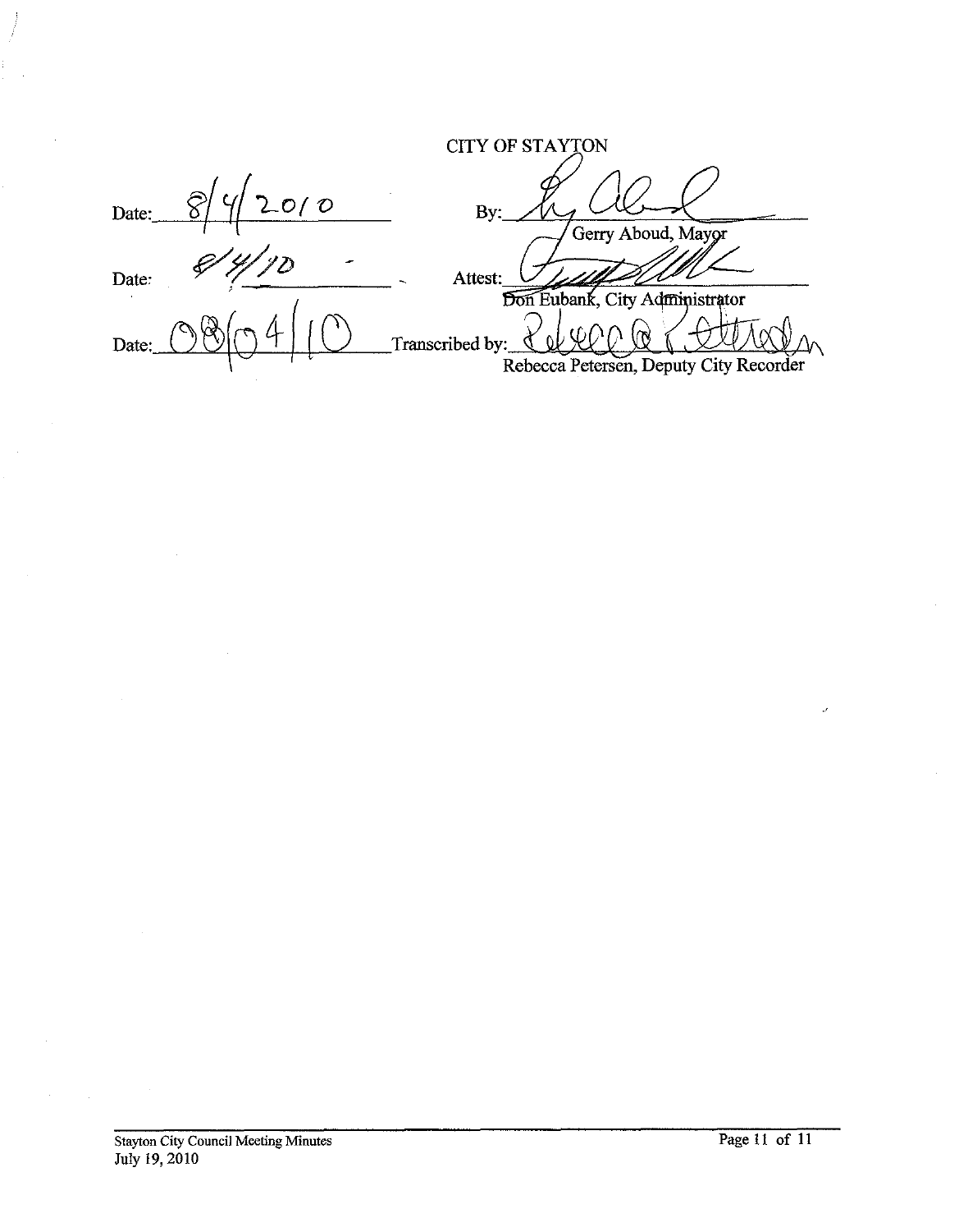CITY OF STAYTON

Date: 8/4/2010 By: ______________________
Gerry Aboud, Mayor

Date: 8/4/10 Attest: ______________________
Don Eubank, City Administrator

Date: 08/04/10 Transcribed by: ______________________
Rebecca Petersen, Deputy City Recorder